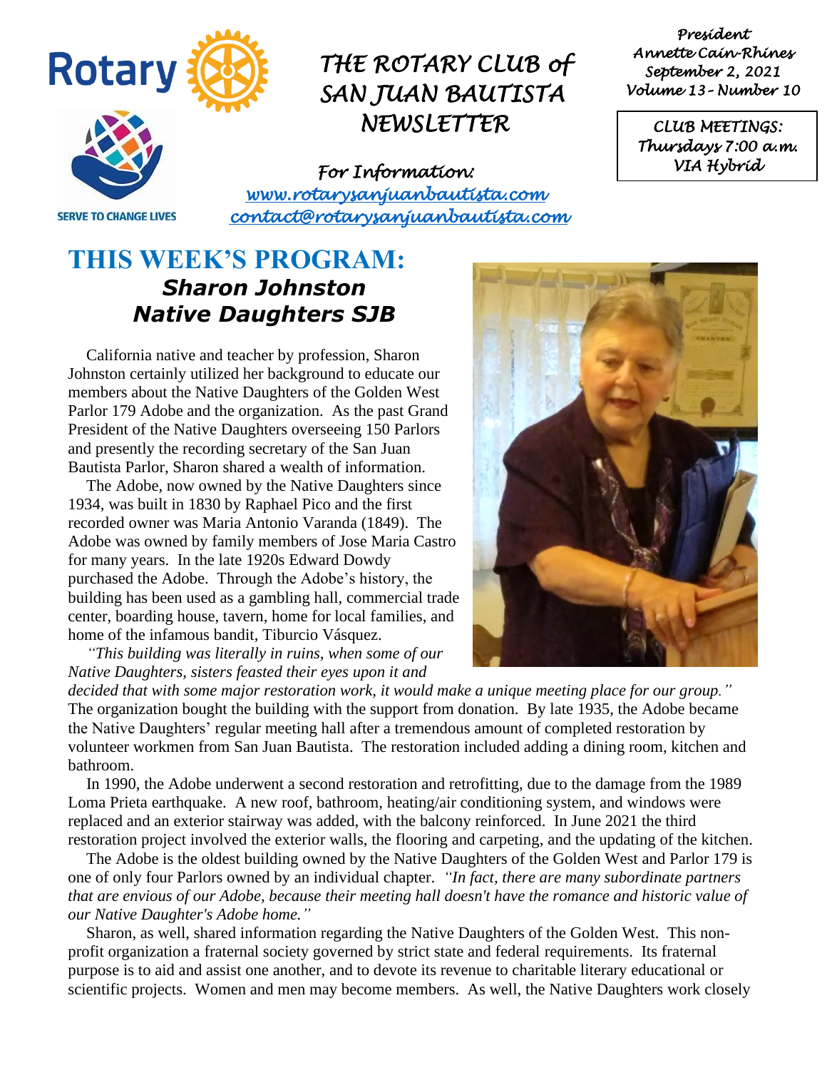Rotary

SERVE TO CHANGE LIVES

# THE ROTARY CLUB of SAN JUAN BAUTISTA NEWSLETTER

*For Information:*
*www.rotarysanjuanbautista.com*
*contact@rotarysanjuanbautista.com*

*President*
*Annette Cain-Rhines*
*September 2, 2021*
*Volume 13 - Number 10*

*CLUB MEETINGS:*
*Thursdays 7:00 a.m.*
*VIA Hybrid*

## THIS WEEK'S PROGRAM:
### ***Sharon Johnston***
### ***Native Daughters SJB***

California native and teacher by profession, Sharon Johnston certainly utilized her background to educate our members about the Native Daughters of the Golden West Parlor 179 Adobe and the organization. As the past Grand President of the Native Daughters overseeing 150 Parlors and presently the recording secretary of the San Juan Bautista Parlor, Sharon shared a wealth of information.

The Adobe, now owned by the Native Daughters since 1934, was built in 1830 by Raphael Pico and the first recorded owner was Maria Antonio Varanda (1849). The Adobe was owned by family members of Jose Maria Castro for many years. In the late 1920s Edward Dowdy purchased the Adobe. Through the Adobe's history, the building has been used as a gambling hall, commercial trade center, boarding house, tavern, home for local families, and home of the infamous bandit, Tiburcio Vásquez.

*"This building was literally in ruins, when some of our Native Daughters, sisters feasted their eyes upon it and decided that with some major restoration work, it would make a unique meeting place for our group."* The organization bought the building with the support from donation. By late 1935, the Adobe became the Native Daughters' regular meeting hall after a tremendous amount of completed restoration by volunteer workmen from San Juan Bautista. The restoration included adding a dining room, kitchen and bathroom.

In 1990, the Adobe underwent a second restoration and retrofitting, due to the damage from the 1989 Loma Prieta earthquake. A new roof, bathroom, heating/air conditioning system, and windows were replaced and an exterior stairway was added, with the balcony reinforced. In June 2021 the third restoration project involved the exterior walls, the flooring and carpeting, and the updating of the kitchen.

The Adobe is the oldest building owned by the Native Daughters of the Golden West and Parlor 179 is one of only four Parlors owned by an individual chapter. *"In fact, there are many subordinate partners that are envious of our Adobe, because their meeting hall doesn't have the romance and historic value of our Native Daughter's Adobe home."*

Sharon, as well, shared information regarding the Native Daughters of the Golden West. This non-profit organization a fraternal society governed by strict state and federal requirements. Its fraternal purpose is to aid and assist one another, and to devote its revenue to charitable literary educational or scientific projects. Women and men may become members. As well, the Native Daughters work closely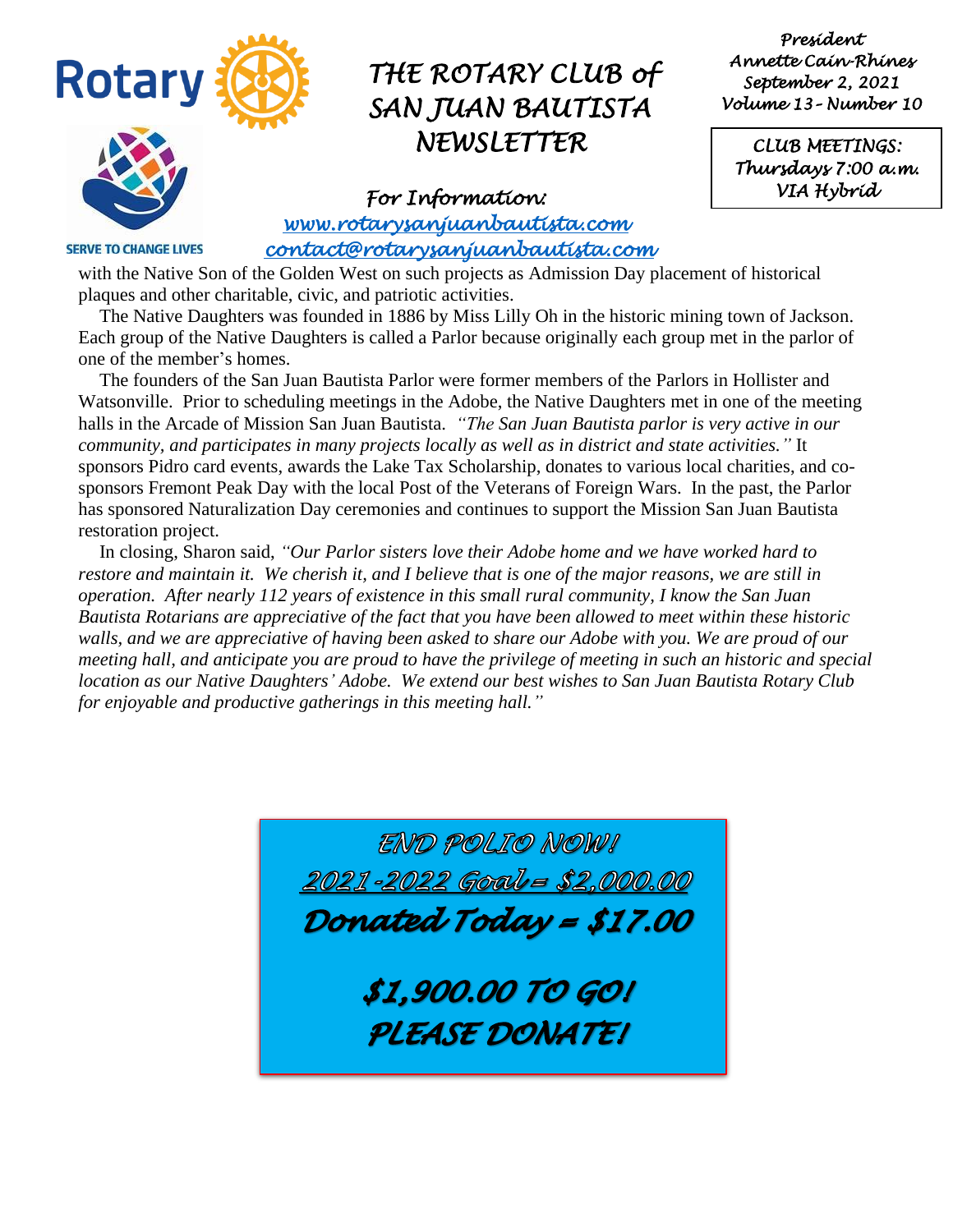# THE ROTARY CLUB of SAN JUAN BAUTISTA NEWSLETTER

*President*
*Annette Cain-Rhines*
*September 2, 2021*
*Volume 13 – Number 10*

*CLUB MEETINGS:*
*Thursdays 7:00 a.m.*
*VIA Hybrid*

*For Information:*
[www.rotarysanjuanbautista.com](http://www.rotarysanjuanbautista.com)
[contact@rotarysanjuanbautista.com](mailto:contact@rotarysanjuanbautista.com)

SERVE TO CHANGE LIVES

with the Native Son of the Golden West on such projects as Admission Day placement of historical plaques and other charitable, civic, and patriotic activities.

The Native Daughters was founded in 1886 by Miss Lilly Oh in the historic mining town of Jackson. Each group of the Native Daughters is called a Parlor because originally each group met in the parlor of one of the member's homes.

The founders of the San Juan Bautista Parlor were former members of the Parlors in Hollister and Watsonville. Prior to scheduling meetings in the Adobe, the Native Daughters met in one of the meeting halls in the Arcade of Mission San Juan Bautista. *"The San Juan Bautista parlor is very active in our community, and participates in many projects locally as well as in district and state activities."* It sponsors Pidro card events, awards the Lake Tax Scholarship, donates to various local charities, and co-sponsors Fremont Peak Day with the local Post of the Veterans of Foreign Wars. In the past, the Parlor has sponsored Naturalization Day ceremonies and continues to support the Mission San Juan Bautista restoration project.

In closing, Sharon said, *"Our Parlor sisters love their Adobe home and we have worked hard to restore and maintain it. We cherish it, and I believe that is one of the major reasons, we are still in operation. After nearly 112 years of existence in this small rural community, I know the San Juan Bautista Rotarians are appreciative of the fact that you have been allowed to meet within these historic walls, and we are appreciative of having been asked to share our Adobe with you. We are proud of our meeting hall, and anticipate you are proud to have the privilege of meeting in such an historic and special location as our Native Daughters' Adobe. We extend our best wishes to San Juan Bautista Rotary Club for enjoyable and productive gatherings in this meeting hall."*

*END POLIO NOW!*

*2021-2022 Goal = $2,000.00*

***Donated Today = $17.00***

***$1,900.00 TO GO!***
***PLEASE DONATE!***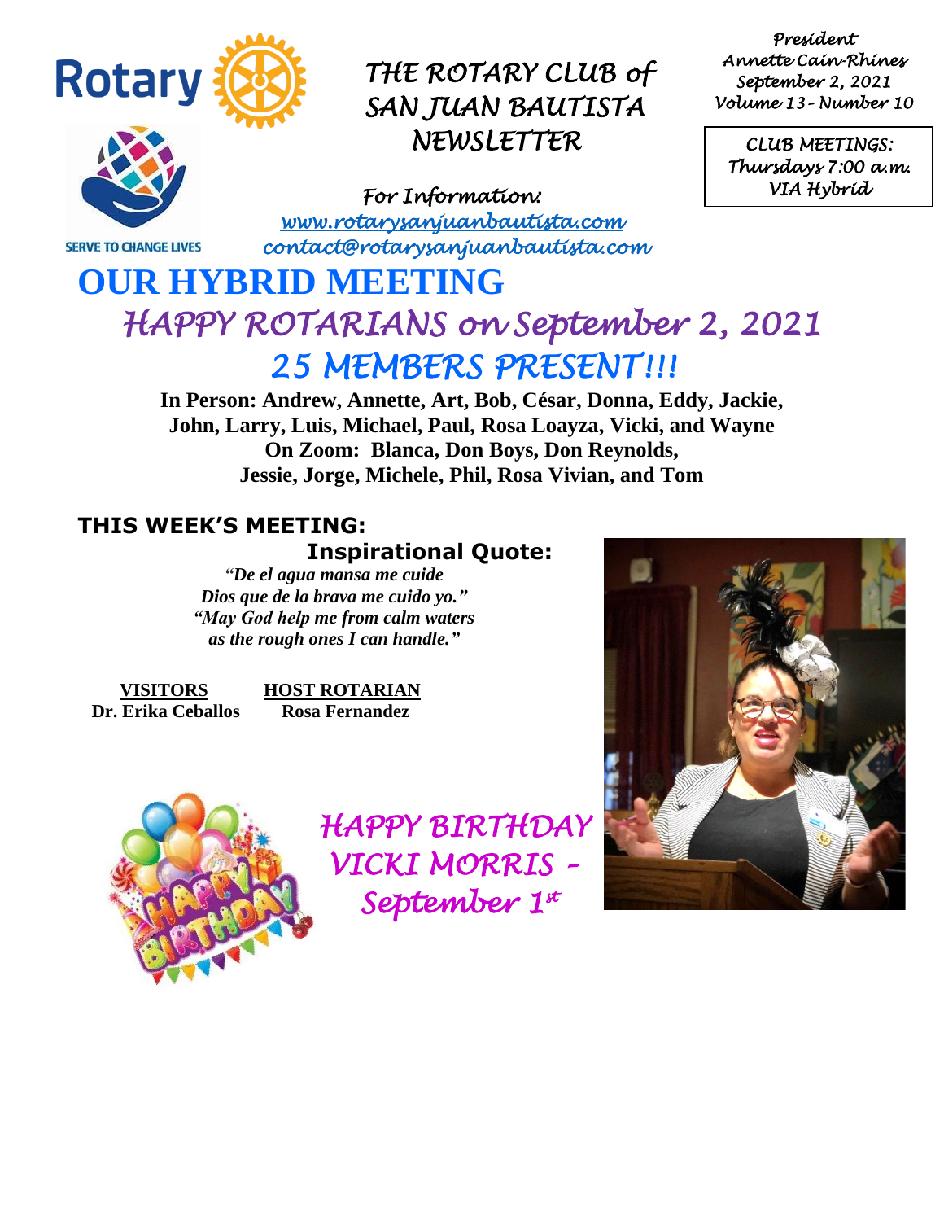# THE ROTARY CLUB of SAN JUAN BAUTISTA NEWSLETTER

*President*
*Annette Cain-Rhines*
*September 2, 2021*
*Volume 13 - Number 10*

*CLUB MEETINGS:*
*Thursdays 7:00 a.m.*
*VIA Hybrid*

SERVE TO CHANGE LIVES

*For Information:*
*www.rotarysanjuanbautista.com*
*contact@rotarysanjuanbautista.com*

# OUR HYBRID MEETING

## *HAPPY ROTARIANS on September 2, 2021*

## *25 MEMBERS PRESENT!!!*

**In Person: Andrew, Annette, Art, Bob, César, Donna, Eddy, Jackie, John, Larry, Luis, Michael, Paul, Rosa Loayza, Vicki, and Wayne**
**On Zoom: Blanca, Don Boys, Don Reynolds, Jessie, Jorge, Michele, Phil, Rosa Vivian, and Tom**

### THIS WEEK'S MEETING:

**Inspirational Quote:**

*"De el agua mansa me cuide*
*Dios que de la brava me cuido yo."*
*"May God help me from calm waters*
*as the rough ones I can handle."*

| VISITORS | HOST ROTARIAN |
|---|---|
| Dr. Erika Ceballos | Rosa Fernandez |

*HAPPY BIRTHDAY VICKI MORRIS – September 1st*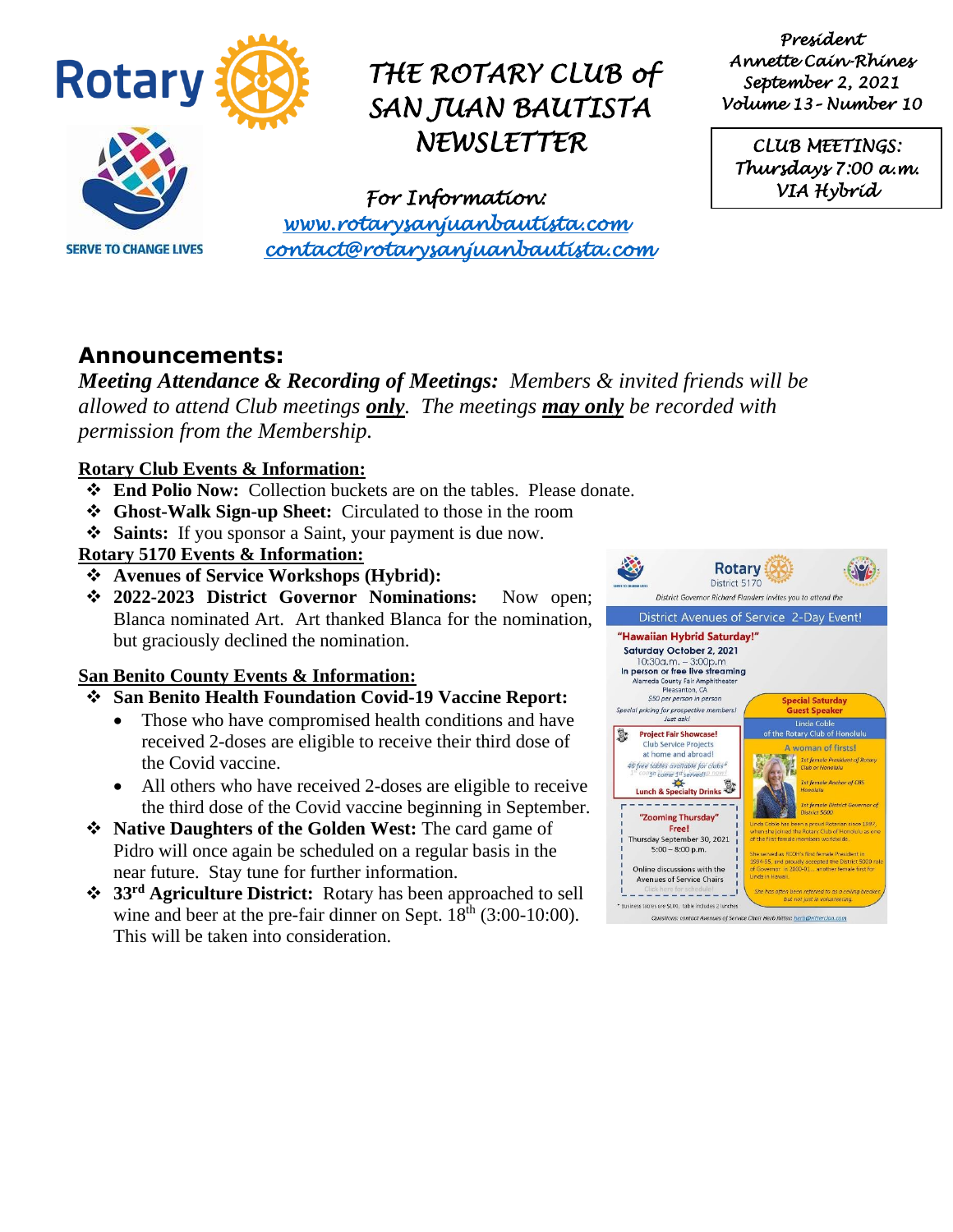# THE ROTARY CLUB of SAN JUAN BAUTISTA NEWSLETTER

*President*
*Annette Cain-Rhines*
*September 2, 2021*
*Volume 13 - Number 10*

*CLUB MEETINGS:*
*Thursdays 7:00 a.m.*
*VIA Hybrid*

SERVE TO CHANGE LIVES

*For Information:*
*www.rotarysanjuanbautista.com*
*contact@rotarysanjuanbautista.com*

## Announcements:

***Meeting Attendance & Recording of Meetings:*** *Members & invited friends will be allowed to attend Club meetings **only**. The meetings **may only** be recorded with permission from the Membership.*

**Rotary Club Events & Information:**

- **End Polio Now:** Collection buckets are on the tables. Please donate.
- **Ghost-Walk Sign-up Sheet:** Circulated to those in the room
- **Saints:** If you sponsor a Saint, your payment is due now.

**Rotary 5170 Events & Information:**

- **Avenues of Service Workshops (Hybrid):**
- **2022-2023 District Governor Nominations:** Now open; Blanca nominated Art. Art thanked Blanca for the nomination, but graciously declined the nomination.

Rotary District 5170

District Governor Richard Flanders invites you to attend the

District Avenues of Service 2-Day Event!

**"Hawaiian Hybrid Saturday!"**
Saturday October 2, 2021
10:30a.m. – 3:00p.m
In person or free live streaming
Alameda County Fair Amphitheater
Pleasanton, CA
$50 per person in person
Special pricing for prospective members! Just ask!

**Project Fair Showcase!**
Club Service Projects at home and abroad!
46 free tables available for clubs*
1st come 1st served!
Lunch & Specialty Drinks

**Special Saturday Guest Speaker**
Linda Coble of the Rotary Club of Honolulu
A woman of firsts!
1st female President of Rotary Club of Honolulu
1st female Anchor of CBS Honolulu
1st female District Governor of District 5000

Linda Coble has been a proud Rotarian since 1997, when she joined the Rotary Club of Honolulu as one of the first female members worldwide.

She served as RCOH's first female President in 1994-95, and proudly accepted the District 5000 role of Governor in 2000-01... another female first for Linda in Hawaii.

She has often been referred to as a ceiling breaker, but not just in volunteering.

**"Zooming Thursday"**
Free!
Thursday September 30, 2021
5:00 – 8:00 p.m.
Online discussions with the Avenues of Service Chairs
Click here for schedule!

* Business tables are $100, table includes 2 lunches

Questions: contact Avenues of Service Chair Herb Ritter: herb@ritterclan.com

**San Benito County Events & Information:**

- **San Benito Health Foundation Covid-19 Vaccine Report:**
  - Those who have compromised health conditions and have received 2-doses are eligible to receive their third dose of the Covid vaccine.
  - All others who have received 2-doses are eligible to receive the third dose of the Covid vaccine beginning in September.
- **Native Daughters of the Golden West:** The card game of Pidro will once again be scheduled on a regular basis in the near future. Stay tune for further information.
- **33rd Agriculture District:** Rotary has been approached to sell wine and beer at the pre-fair dinner on Sept. 18th (3:00-10:00). This will be taken into consideration.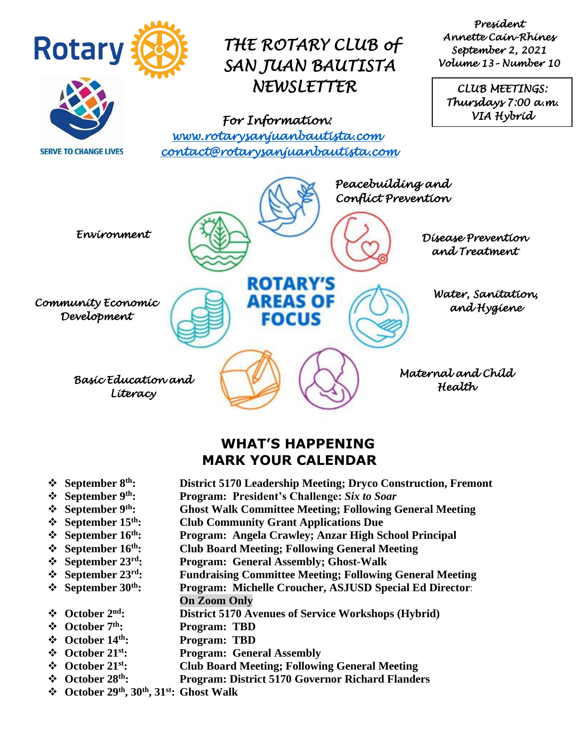# THE ROTARY CLUB of SAN JUAN BAUTISTA NEWSLETTER

Rotary

SERVE TO CHANGE LIVES

*President*
*Annette Cain-Rhines*
*September 2, 2021*
*Volume 13 - Number 10*

*CLUB MEETINGS:*
*Thursdays 7:00 a.m.*
*VIA Hybrid*

*For Information:*
*www.rotarysanjuanbautista.com*
*contact@rotarysanjuanbautista.com*

**ROTARY'S AREAS OF FOCUS**

*Peacebuilding and Conflict Prevention*

*Environment*

*Disease Prevention and Treatment*

*Community Economic Development*

*Water, Sanitation, and Hygiene*

*Basic Education and Literacy*

*Maternal and Child Health*

## WHAT'S HAPPENING
## MARK YOUR CALENDAR

- **September 8th:** **District 5170 Leadership Meeting; Dryco Construction, Fremont**
- **September 9th:** **Program: President's Challenge: *Six to Soar***
- **September 9th:** **Ghost Walk Committee Meeting; Following General Meeting**
- **September 15th:** **Club Community Grant Applications Due**
- **September 16th:** **Program: Angela Crawley; Anzar High School Principal**
- **September 16th:** **Club Board Meeting; Following General Meeting**
- **September 23rd:** **Program: General Assembly; Ghost-Walk**
- **September 23rd:** **Fundraising Committee Meeting; Following General Meeting**
- **September 30th:** **Program: Michelle Croucher, ASJUSD Special Ed Director: On Zoom Only**
- **October 2nd:** **District 5170 Avenues of Service Workshops (Hybrid)**
- **October 7th:** **Program: TBD**
- **October 14th:** **Program: TBD**
- **October 21st:** **Program: General Assembly**
- **October 21st:** **Club Board Meeting; Following General Meeting**
- **October 28th:** **Program: District 5170 Governor Richard Flanders**
- **October 29th, 30th, 31st:** **Ghost Walk**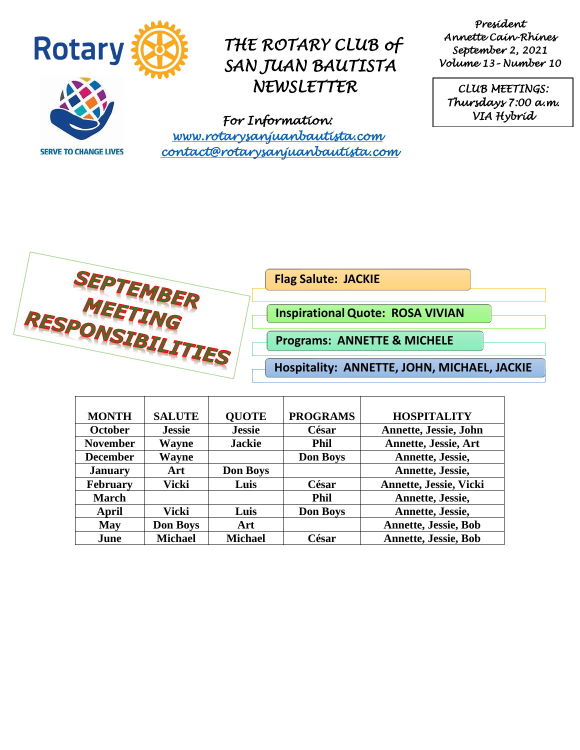# THE ROTARY CLUB of SAN JUAN BAUTISTA NEWSLETTER

SERVE TO CHANGE LIVES

*For Information:*
[www.rotarysanjuanbautista.com](http://www.rotarysanjuanbautista.com)
[contact@rotarysanjuanbautista.com](mailto:contact@rotarysanjuanbautista.com)

*President*
*Annette Cain-Rhines*
*September 2, 2021*
*Volume 13 - Number 10*

*CLUB MEETINGS:*
*Thursdays 7:00 a.m.*
*VIA Hybrid*

## SEPTEMBER MEETING RESPONSIBILITIES

**Flag Salute: JACKIE**

**Inspirational Quote: ROSA VIVIAN**

**Programs: ANNETTE & MICHELE**

**Hospitality: ANNETTE, JOHN, MICHAEL, JACKIE**

| MONTH | SALUTE | QUOTE | PROGRAMS | HOSPITALITY |
|---|---|---|---|---|
| October | Jessie | Jessie | César | Annette, Jessie, John |
| November | Wayne | Jackie | Phil | Annette, Jessie, Art |
| December | Wayne | | Don Boys | Annette, Jessie, |
| January | Art | Don Boys | | Annette, Jessie, |
| February | Vicki | Luis | César | Annette, Jessie, Vicki |
| March | | | Phil | Annette, Jessie, |
| April | Vicki | Luis | Don Boys | Annette, Jessie, |
| May | Don Boys | Art | | Annette, Jessie, Bob |
| June | Michael | Michael | César | Annette, Jessie, Bob |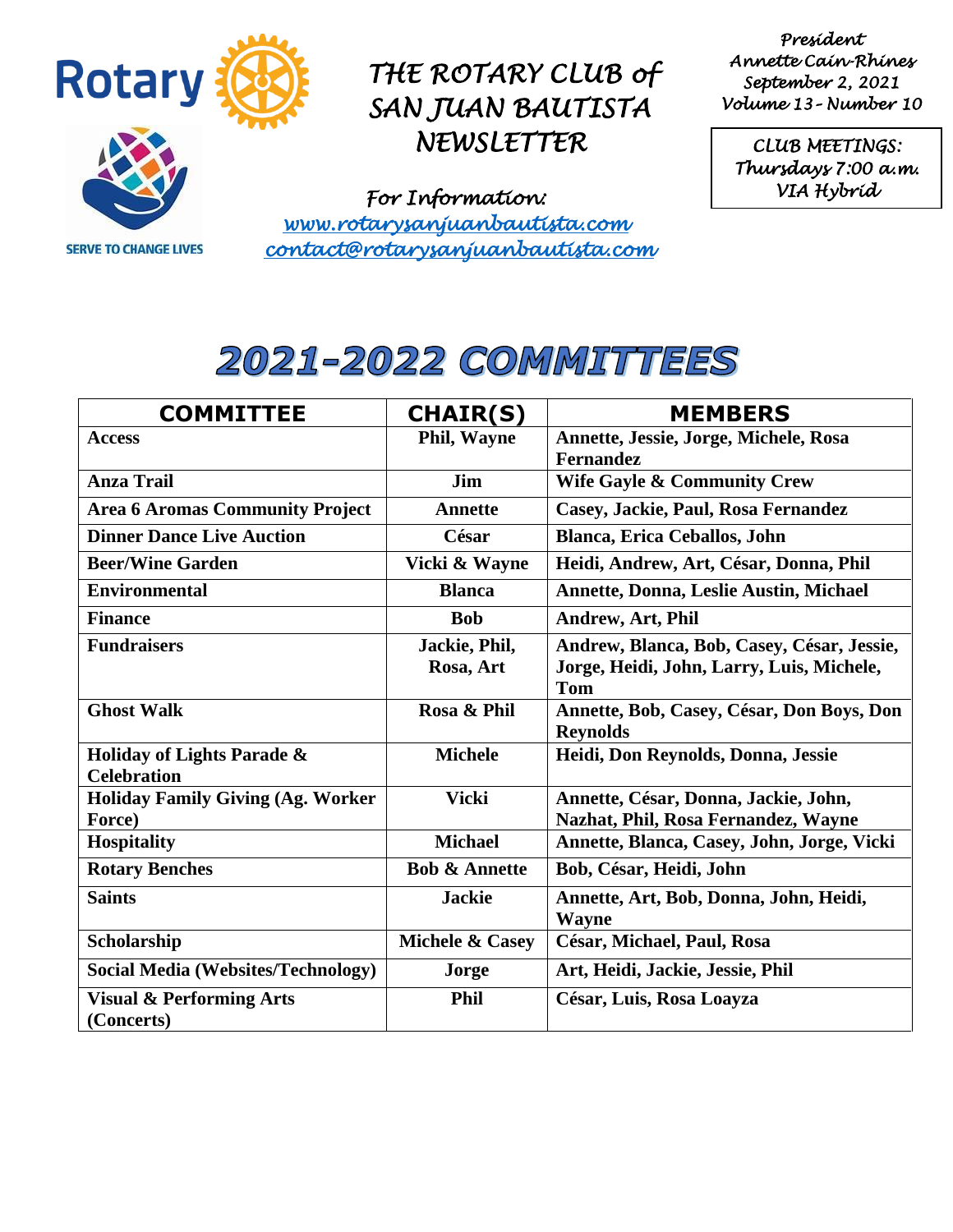Rotary

SERVE TO CHANGE LIVES

# THE ROTARY CLUB of SAN JUAN BAUTISTA NEWSLETTER

*President*
*Annette Cain-Rhines*
*September 2, 2021*
*Volume 13 - Number 10*

*CLUB MEETINGS:*
*Thursdays 7:00 a.m.*
*VIA Hybrid*

*For Information:*
*www.rotarysanjuanbautista.com*
*contact@rotarysanjuanbautista.com*

## 2021-2022 COMMITTEES

| COMMITTEE | CHAIR(S) | MEMBERS |
|---|---|---|
| **Access** | **Phil, Wayne** | **Annette, Jessie, Jorge, Michele, Rosa Fernandez** |
| **Anza Trail** | **Jim** | **Wife Gayle & Community Crew** |
| **Area 6 Aromas Community Project** | **Annette** | **Casey, Jackie, Paul, Rosa Fernandez** |
| **Dinner Dance Live Auction** | **César** | **Blanca, Erica Ceballos, John** |
| **Beer/Wine Garden** | **Vicki & Wayne** | **Heidi, Andrew, Art, César, Donna, Phil** |
| **Environmental** | **Blanca** | **Annette, Donna, Leslie Austin, Michael** |
| **Finance** | **Bob** | **Andrew, Art, Phil** |
| **Fundraisers** | **Jackie, Phil, Rosa, Art** | **Andrew, Blanca, Bob, Casey, César, Jessie, Jorge, Heidi, John, Larry, Luis, Michele, Tom** |
| **Ghost Walk** | **Rosa & Phil** | **Annette, Bob, Casey, César, Don Boys, Don Reynolds** |
| **Holiday of Lights Parade & Celebration** | **Michele** | **Heidi, Don Reynolds, Donna, Jessie** |
| **Holiday Family Giving (Ag. Worker Force)** | **Vicki** | **Annette, César, Donna, Jackie, John, Nazhat, Phil, Rosa Fernandez, Wayne** |
| **Hospitality** | **Michael** | **Annette, Blanca, Casey, John, Jorge, Vicki** |
| **Rotary Benches** | **Bob & Annette** | **Bob, César, Heidi, John** |
| **Saints** | **Jackie** | **Annette, Art, Bob, Donna, John, Heidi, Wayne** |
| **Scholarship** | **Michele & Casey** | **César, Michael, Paul, Rosa** |
| **Social Media (Websites/Technology)** | **Jorge** | **Art, Heidi, Jackie, Jessie, Phil** |
| **Visual & Performing Arts (Concerts)** | **Phil** | **César, Luis, Rosa Loayza** |